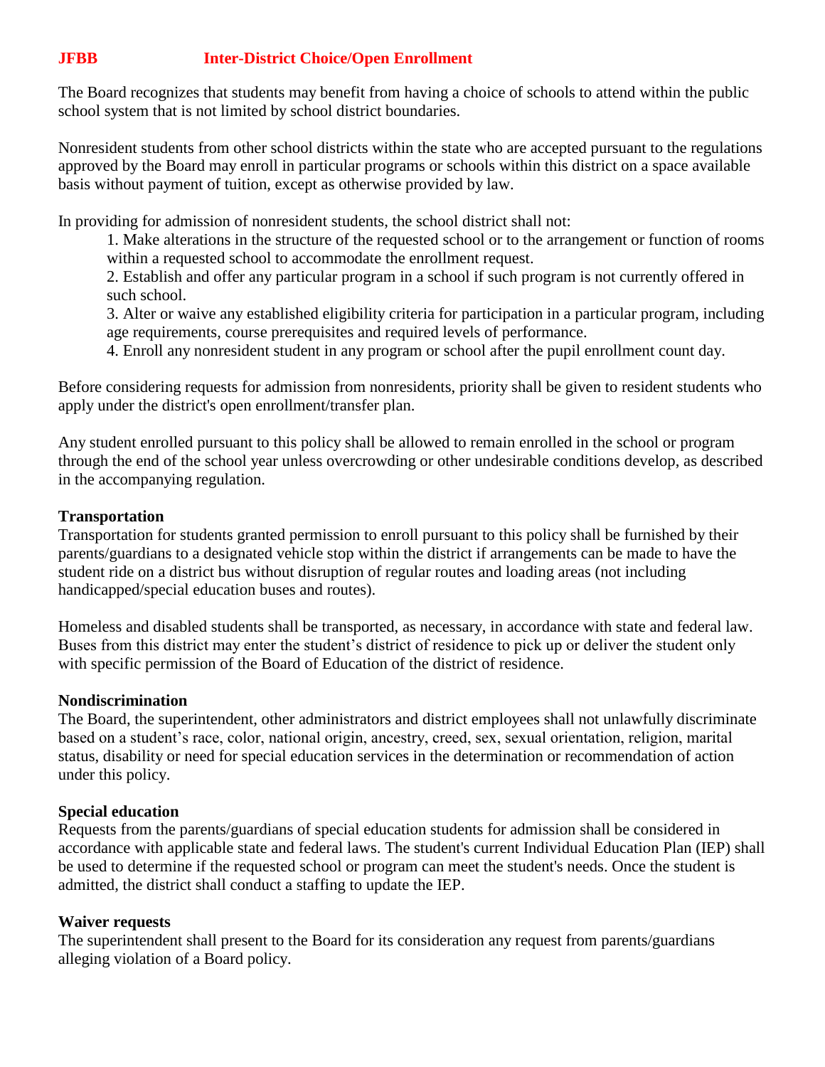# JFBB Inter-District Choice/Open Enrollment

The Board recognizes that students may benefit from having a choice of schools to attend within the public school system that is not limited by school district boundaries.

Nonresident students from other school districts within the state who are accepted pursuant to the regulations approved by the Board may enroll in particular programs or schools within this district on a space available basis without payment of tuition, except as otherwise provided by law.

In providing for admission of nonresident students, the school district shall not:

1. Make alterations in the structure of the requested school or to the arrangement or function of rooms within a requested school to accommodate the enrollment request.
2. Establish and offer any particular program in a school if such program is not currently offered in such school.
3. Alter or waive any established eligibility criteria for participation in a particular program, including age requirements, course prerequisites and required levels of performance.
4. Enroll any nonresident student in any program or school after the pupil enrollment count day.

Before considering requests for admission from nonresidents, priority shall be given to resident students who apply under the district's open enrollment/transfer plan.

Any student enrolled pursuant to this policy shall be allowed to remain enrolled in the school or program through the end of the school year unless overcrowding or other undesirable conditions develop, as described in the accompanying regulation.

**Transportation**

Transportation for students granted permission to enroll pursuant to this policy shall be furnished by their parents/guardians to a designated vehicle stop within the district if arrangements can be made to have the student ride on a district bus without disruption of regular routes and loading areas (not including handicapped/special education buses and routes).

Homeless and disabled students shall be transported, as necessary, in accordance with state and federal law. Buses from this district may enter the student's district of residence to pick up or deliver the student only with specific permission of the Board of Education of the district of residence.

**Nondiscrimination**

The Board, the superintendent, other administrators and district employees shall not unlawfully discriminate based on a student's race, color, national origin, ancestry, creed, sex, sexual orientation, religion, marital status, disability or need for special education services in the determination or recommendation of action under this policy.

**Special education**

Requests from the parents/guardians of special education students for admission shall be considered in accordance with applicable state and federal laws. The student's current Individual Education Plan (IEP) shall be used to determine if the requested school or program can meet the student's needs. Once the student is admitted, the district shall conduct a staffing to update the IEP.

**Waiver requests**

The superintendent shall present to the Board for its consideration any request from parents/guardians alleging violation of a Board policy.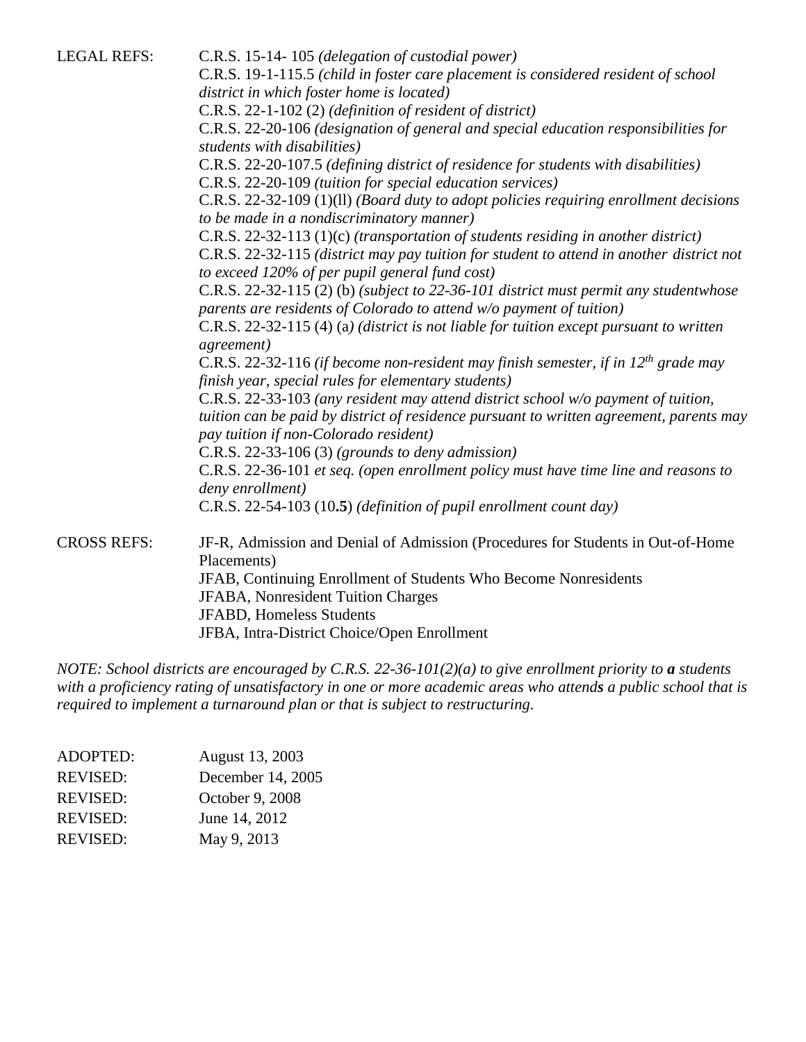LEGAL REFS: C.R.S. 15-14- 105 *(delegation of custodial power)*
C.R.S. 19-1-115.5 *(child in foster care placement is considered resident of school district in which foster home is located)*
C.R.S. 22-1-102 (2) *(definition of resident of district)*
C.R.S. 22-20-106 *(designation of general and special education responsibilities for students with disabilities)*
C.R.S. 22-20-107.5 *(defining district of residence for students with disabilities)*
C.R.S. 22-20-109 *(tuition for special education services)*
C.R.S. 22-32-109 (1)(ll) *(Board duty to adopt policies requiring enrollment decisions to be made in a nondiscriminatory manner)*
C.R.S. 22-32-113 (1)(c) *(transportation of students residing in another district)*
C.R.S. 22-32-115 *(district may pay tuition for student to attend in another district not to exceed 120% of per pupil general fund cost)*
C.R.S. 22-32-115 (2) (b) *(subject to 22-36-101 district must permit any studentwhose parents are residents of Colorado to attend w/o payment of tuition)*
C.R.S. 22-32-115 (4) (a*) (district is not liable for tuition except pursuant to written agreement)*
C.R.S. 22-32-116 *(if become non-resident may finish semester, if in 12th grade may finish year, special rules for elementary students)*
C.R.S. 22-33-103 *(any resident may attend district school w/o payment of tuition, tuition can be paid by district of residence pursuant to written agreement, parents may pay tuition if non-Colorado resident)*
C.R.S. 22-33-106 (3) *(grounds to deny admission)*
C.R.S. 22-36-101 *et seq. (open enrollment policy must have time line and reasons to deny enrollment)*
C.R.S. 22-54-103 (10**.5**) *(definition of pupil enrollment count day)*

CROSS REFS: JF-R, Admission and Denial of Admission (Procedures for Students in Out-of-Home Placements)
JFAB, Continuing Enrollment of Students Who Become Nonresidents
JFABA, Nonresident Tuition Charges
JFABD, Homeless Students
JFBA, Intra-District Choice/Open Enrollment

*NOTE: School districts are encouraged by C.R.S. 22-36-101(2)(a) to give enrollment priority to **a** students with a proficiency rating of unsatisfactory in one or more academic areas who attend**s** a public school that is required to implement a turnaround plan or that is subject to restructuring.*

ADOPTED: August 13, 2003
REVISED: December 14, 2005
REVISED: October 9, 2008
REVISED: June 14, 2012
REVISED: May 9, 2013